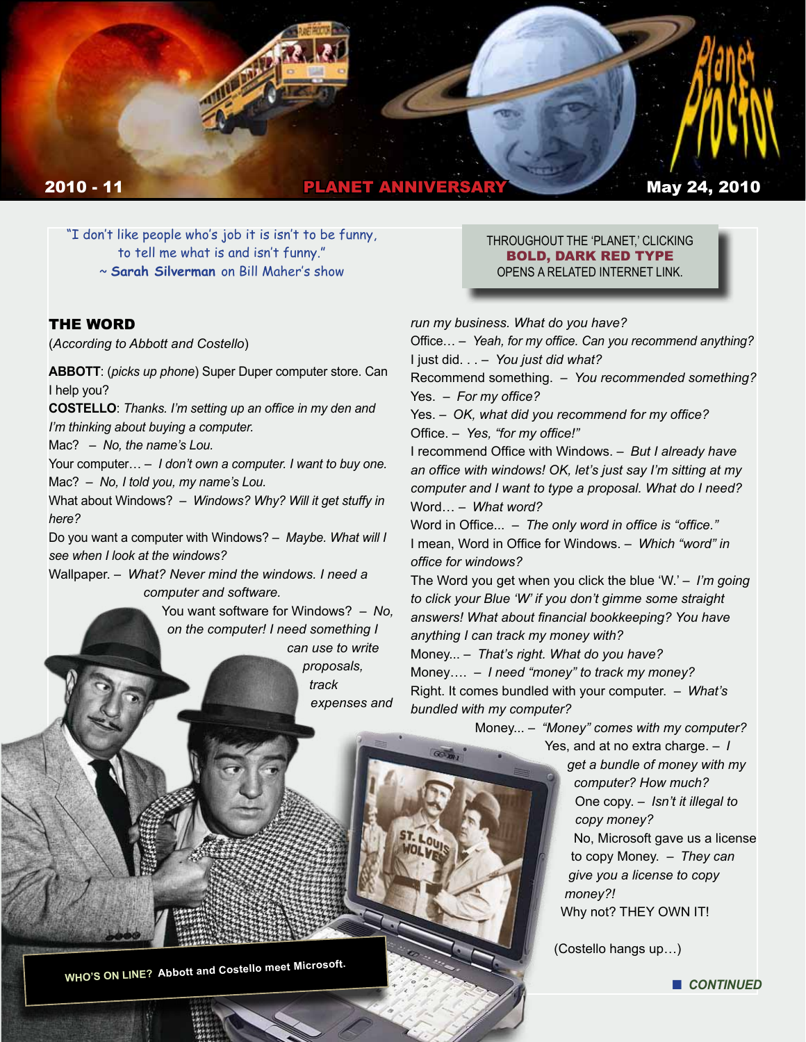**2010 - 11** **PLANET ANNIVERSARY** **May 24, 2010**

"I don't like people who's job it is isn't to be funny, to tell me what is and isn't funny."
~ **Sarah Silverman** on Bill Maher's show

THROUGHOUT THE 'PLANET,' CLICKING **BOLD, DARK RED TYPE** OPENS A RELATED INTERNET LINK.

## THE WORD

(*According to Abbott and Costello*)

**ABBOTT**: (*picks up phone*) Super Duper computer store. Can I help you?

**COSTELLO**: *Thanks. I'm setting up an office in my den and I'm thinking about buying a computer.*

Mac? – *No, the name's Lou.*

Your computer… – *I don't own a computer. I want to buy one.*

Mac? – *No, I told you, my name's Lou.*

What about Windows? – *Windows? Why? Will it get stuffy in here?*

Do you want a computer with Windows? – *Maybe. What will I see when I look at the windows?*

Wallpaper. – *What? Never mind the windows. I need a computer and software.*

You want software for Windows? – *No, on the computer! I need something I can use to write proposals, track expenses and run my business. What do you have?*

Office… – *Yeah, for my office. Can you recommend anything?*

I just did. . . – *You just did what?*

Recommend something. – *You recommended something?*

Yes. – *For my office?*

Yes. – *OK, what did you recommend for my office?*

Office. – *Yes, "for my office!"*

I recommend Office with Windows. – *But I already have an office with windows! OK, let's just say I'm sitting at my computer and I want to type a proposal. What do I need?*

Word… – *What word?*

Word in Office... – *The only word in office is "office."*

I mean, Word in Office for Windows. – *Which "word" in office for windows?*

The Word you get when you click the blue 'W.' – *I'm going to click your Blue 'W' if you don't gimme some straight answers! What about financial bookkeeping? You have anything I can track my money with?*

Money... – *That's right. What do you have?*

Money…. – *I need "money" to track my money?*

Right. It comes bundled with your computer. – *What's bundled with my computer?*

Money... – *"Money" comes with my computer?*

Yes, and at no extra charge. – *I get a bundle of money with my computer? How much?*

One copy. – *Isn't it illegal to copy money?*

No, Microsoft gave us a license to copy Money. – *They can give you a license to copy money?!*

Why not? THEY OWN IT!

(Costello hangs up…)

**WHO'S ON LINE?** Abbott and Costello meet Microsoft.

*CONTINUED*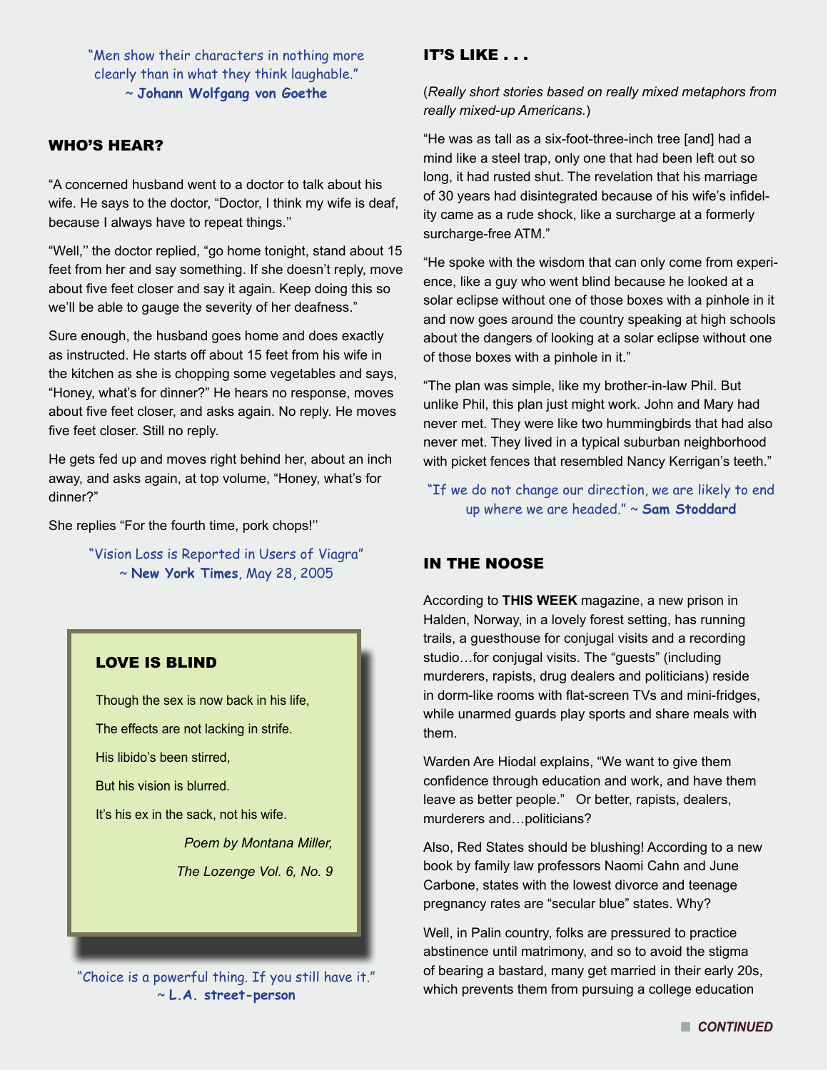"Men show their characters in nothing more clearly than in what they think laughable."
~ **Johann Wolfgang von Goethe**

## WHO'S HEAR?

"A concerned husband went to a doctor to talk about his wife. He says to the doctor, "Doctor, I think my wife is deaf, because I always have to repeat things.''

"Well,'' the doctor replied, "go home tonight, stand about 15 feet from her and say something. If she doesn't reply, move about five feet closer and say it again. Keep doing this so we'll be able to gauge the severity of her deafness."

Sure enough, the husband goes home and does exactly as instructed. He starts off about 15 feet from his wife in the kitchen as she is chopping some vegetables and says, "Honey, what's for dinner?" He hears no response, moves about five feet closer, and asks again. No reply. He moves five feet closer. Still no reply.

He gets fed up and moves right behind her, about an inch away, and asks again, at top volume, "Honey, what's for dinner?"

She replies "For the fourth time, pork chops!''

"Vision Loss is Reported in Users of Viagra"
~ **New York Times**, May 28, 2005

## LOVE IS BLIND

Though the sex is now back in his life,

The effects are not lacking in strife.

His libido's been stirred,

But his vision is blurred.

It's his ex in the sack, not his wife.

*Poem by Montana Miller,*

*The Lozenge Vol. 6, No. 9*

"Choice is a powerful thing. If you still have it."
~ **L.A. street-person**

## IT'S LIKE . . .

(*Really short stories based on really mixed metaphors from really mixed-up Americans.*)

"He was as tall as a six-foot-three-inch tree [and] had a mind like a steel trap, only one that had been left out so long, it had rusted shut. The revelation that his marriage of 30 years had disintegrated because of his wife's infidelity came as a rude shock, like a surcharge at a formerly surcharge-free ATM."

"He spoke with the wisdom that can only come from experience, like a guy who went blind because he looked at a solar eclipse without one of those boxes with a pinhole in it and now goes around the country speaking at high schools about the dangers of looking at a solar eclipse without one of those boxes with a pinhole in it."

"The plan was simple, like my brother-in-law Phil. But unlike Phil, this plan just might work. John and Mary had never met. They were like two hummingbirds that had also never met. They lived in a typical suburban neighborhood with picket fences that resembled Nancy Kerrigan's teeth."

"If we do not change our direction, we are likely to end up where we are headed." ~ **Sam Stoddard**

## IN THE NOOSE

According to **THIS WEEK** magazine, a new prison in Halden, Norway, in a lovely forest setting, has running trails, a guesthouse for conjugal visits and a recording studio…for conjugal visits. The "guests" (including murderers, rapists, drug dealers and politicians) reside in dorm-like rooms with flat-screen TVs and mini-fridges, while unarmed guards play sports and share meals with them.

Warden Are Hiodal explains, "We want to give them confidence through education and work, and have them leave as better people." Or better, rapists, dealers, murderers and…politicians?

Also, Red States should be blushing! According to a new book by family law professors Naomi Cahn and June Carbone, states with the lowest divorce and teenage pregnancy rates are "secular blue" states. Why?

Well, in Palin country, folks are pressured to practice abstinence until matrimony, and so to avoid the stigma of bearing a bastard, many get married in their early 20s, which prevents them from pursuing a college education

***CONTINUED***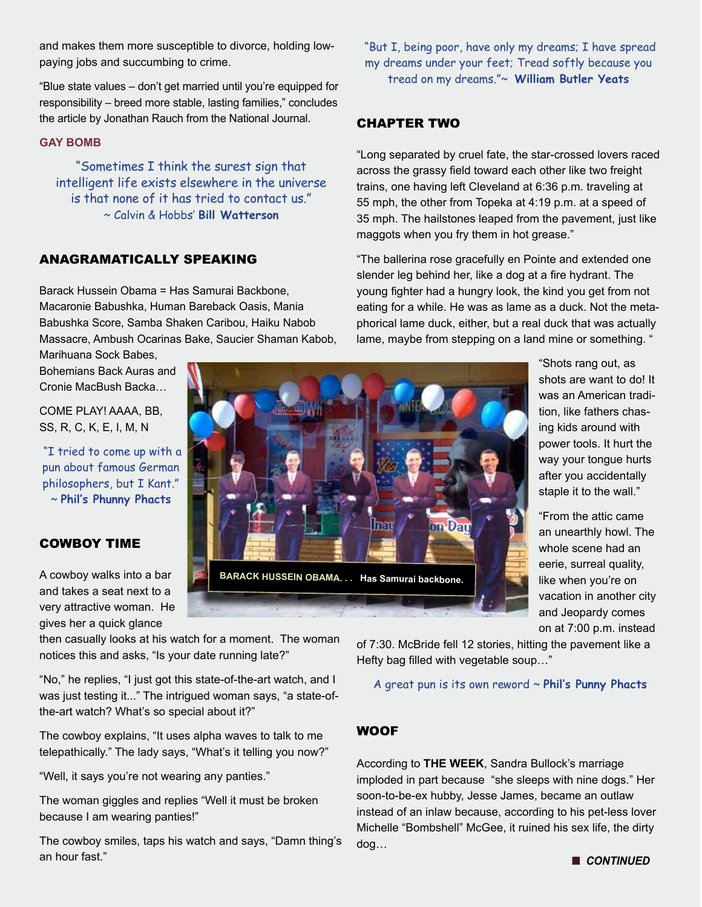and makes them more susceptible to divorce, holding low-paying jobs and succumbing to crime.

"Blue state values – don't get married until you're equipped for responsibility – breed more stable, lasting families," concludes the article by Jonathan Rauch from the National Journal.

### GAY BOMB

"Sometimes I think the surest sign that intelligent life exists elsewhere in the universe is that none of it has tried to contact us."
~ Calvin & Hobbs' **Bill Watterson**

## ANAGRAMATICALLY SPEAKING

Barack Hussein Obama = Has Samurai Backbone, Macaronie Babushka, Human Bareback Oasis, Mania Babushka Score, Samba Shaken Caribou, Haiku Nabob Massacre, Ambush Ocarinas Bake, Saucier Shaman Kabob, Marihuana Sock Babes, Bohemians Back Auras and Cronie MacBush Backa…

COME PLAY! AAAA, BB, SS, R, C, K, E, I, M, N

"I tried to come up with a pun about famous German philosophers, but I Kant."
~ **Phil's Phunny Phacts**

**BARACK HUSSEIN OBAMA. . . Has Samurai backbone.**

## COWBOY TIME

A cowboy walks into a bar and takes a seat next to a very attractive woman. He gives her a quick glance then casually looks at his watch for a moment. The woman notices this and asks, "Is your date running late?"

"No," he replies, "I just got this state-of-the-art watch, and I was just testing it..." The intrigued woman says, "a state-of-the-art watch? What's so special about it?"

The cowboy explains, "It uses alpha waves to talk to me telepathically." The lady says, "What's it telling you now?"

"Well, it says you're not wearing any panties."

The woman giggles and replies "Well it must be broken because I am wearing panties!"

The cowboy smiles, taps his watch and says, "Damn thing's an hour fast."

"But I, being poor, have only my dreams; I have spread my dreams under your feet; Tread softly because you tread on my dreams."~ **William Butler Yeats**

## CHAPTER TWO

"Long separated by cruel fate, the star-crossed lovers raced across the grassy field toward each other like two freight trains, one having left Cleveland at 6:36 p.m. traveling at 55 mph, the other from Topeka at 4:19 p.m. at a speed of 35 mph. The hailstones leaped from the pavement, just like maggots when you fry them in hot grease."

"The ballerina rose gracefully en Pointe and extended one slender leg behind her, like a dog at a fire hydrant. The young fighter had a hungry look, the kind you get from not eating for a while. He was as lame as a duck. Not the metaphorical lame duck, either, but a real duck that was actually lame, maybe from stepping on a land mine or something. "

"Shots rang out, as shots are want to do! It was an American tradition, like fathers chasing kids around with power tools. It hurt the way your tongue hurts after you accidentally staple it to the wall."

"From the attic came an unearthly howl. The whole scene had an eerie, surreal quality, like when you're on vacation in another city and Jeopardy comes on at 7:00 p.m. instead of 7:30. McBride fell 12 stories, hitting the pavement like a Hefty bag filled with vegetable soup…"

A great pun is its own reword ~ **Phil's Punny Phacts**

## WOOF

According to **THE WEEK**, Sandra Bullock's marriage imploded in part because "she sleeps with nine dogs." Her soon-to-be-ex hubby, Jesse James, became an outlaw instead of an inlaw because, according to his pet-less lover Michelle "Bombshell" McGee, it ruined his sex life, the dirty dog…

***CONTINUED***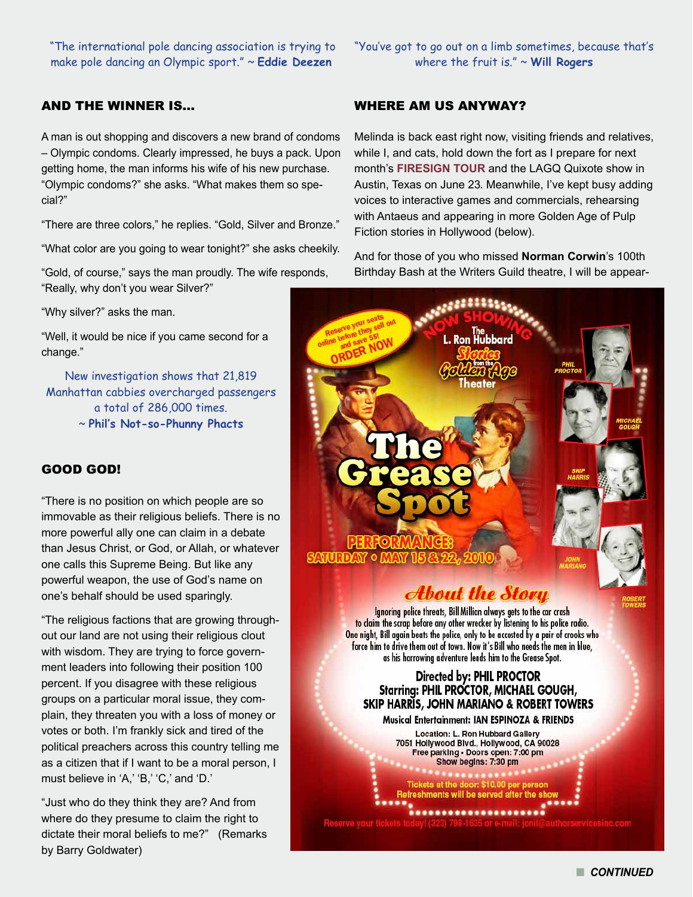"The international pole dancing association is trying to make pole dancing an Olympic sport." ~ **Eddie Deezen**

"You've got to go out on a limb sometimes, because that's where the fruit is." ~ **Will Rogers**

## AND THE WINNER IS...

A man is out shopping and discovers a new brand of condoms – Olympic condoms. Clearly impressed, he buys a pack. Upon getting home, the man informs his wife of his new purchase. "Olympic condoms?" she asks. "What makes them so special?"

"There are three colors," he replies. "Gold, Silver and Bronze."

"What color are you going to wear tonight?" she asks cheekily.

"Gold, of course," says the man proudly. The wife responds, "Really, why don't you wear Silver?"

"Why silver?" asks the man.

"Well, it would be nice if you came second for a change."

New investigation shows that 21,819 Manhattan cabbies overcharged passengers a total of 286,000 times.
~ **Phil's Not-so-Phunny Phacts**

## GOOD GOD!

"There is no position on which people are so immovable as their religious beliefs. There is no more powerful ally one can claim in a debate than Jesus Christ, or God, or Allah, or whatever one calls this Supreme Being. But like any powerful weapon, the use of God's name on one's behalf should be used sparingly.

"The religious factions that are growing throughout our land are not using their religious clout with wisdom. They are trying to force government leaders into following their position 100 percent. If you disagree with these religious groups on a particular moral issue, they complain, they threaten you with a loss of money or votes or both. I'm frankly sick and tired of the political preachers across this country telling me as a citizen that if I want to be a moral person, I must believe in 'A,' 'B,' 'C,' and 'D.'

"Just who do they think they are? And from where do they presume to claim the right to dictate their moral beliefs to me?" (Remarks by Barry Goldwater)

## WHERE AM US ANYWAY?

Melinda is back east right now, visiting friends and relatives, while I, and cats, hold down the fort as I prepare for next month's **FIRESIGN TOUR** and the LAGQ Quixote show in Austin, Texas on June 23. Meanwhile, I've kept busy adding voices to interactive games and commercials, rehearsing with Antaeus and appearing in more Golden Age of Pulp Fiction stories in Hollywood (below).

And for those of you who missed **Norman Corwin**'s 100th Birthday Bash at the Writers Guild theatre, I will be appear-

Reserve your seats online before they sell out and save $5! ORDER NOW

NOW SHOWING

The L. Ron Hubbard Stories from the Golden Age Theater

# The Grease Spot

PERFORMANCE: SATURDAY • MAY 15 & 22, 2010

PHIL PROCTOR · MICHAEL GOUGH · SKIP HARRIS · JOHN MARIANO · ROBERT TOWERS

### About the Story

Ignoring police threats, Bill Million always gets to the car crash to claim the scrap before any other wrecker by listening to his police radio. One night, Bill again beats the police, only to be accosted by a pair of crooks who force him to drive them out of town. Now it's Bill who needs the men in blue, as his harrowing adventure leads him to the Grease Spot.

**Directed by: PHIL PROCTOR**
**Starring: PHIL PROCTOR, MICHAEL GOUGH, SKIP HARRIS, JOHN MARIANO & ROBERT TOWERS**

Musical Entertainment: IAN ESPINOZA & FRIENDS

Location: L. Ron Hubbard Gallery
7051 Hollywood Blvd., Hollywood, CA 90028
Free parking • Doors open: 7:00 pm
Show begins: 7:30 pm

Tickets at the door: $10.00 per person
Refreshments will be served after the show

Reserve your tickets today! (323) 798-1635 or e-mail: jonil@authorservicesinc.com

CONTINUED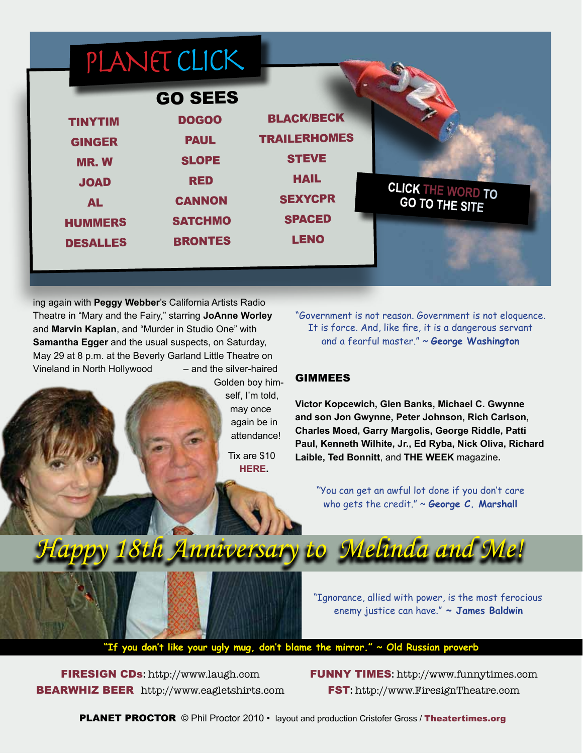# PLANET CLICK

## GO SEES

| | | |
|---|---|---|
| TINYTIM | DOGOO | BLACK/BECK |
| GINGER | PAUL | TRAILERHOMES |
| MR. W | SLOPE | STEVE |
| JOAD | RED | HAIL |
| AL | CANNON | SEXYCPR |
| HUMMERS | SATCHMO | SPACED |
| DESALLES | BRONTES | LENO |

CLICK THE WORD TO GO TO THE SITE

ing again with **Peggy Webber**'s California Artists Radio Theatre in "Mary and the Fairy," starring **JoAnne Worley** and **Marvin Kaplan**, and "Murder in Studio One" with **Samantha Egger** and the usual suspects, on Saturday, May 29 at 8 p.m. at the Beverly Garland Little Theatre on Vineland in North Hollywood – and the silver-haired Golden boy himself, I'm told, may once again be in attendance!

Tix are $10 **HERE**.

"Government is not reason. Government is not eloquence. It is force. And, like fire, it is a dangerous servant and a fearful master." ~ **George Washington**

## GIMMEES

**Victor Kopcewich, Glen Banks, Michael C. Gwynne and son Jon Gwynne, Peter Johnson, Rich Carlson, Charles Moed, Garry Margolis, George Riddle, Patti Paul, Kenneth Wilhite, Jr., Ed Ryba, Nick Oliva, Richard Laible, Ted Bonnitt**, and **THE WEEK** magazine**.**

"You can get an awful lot done if you don't care who gets the credit." ~ **George C. Marshall**

*Happy 18th Anniversary to Melinda and Me!*

"Ignorance, allied with power, is the most ferocious enemy justice can have." ~ **James Baldwin**

**"If you don't like your ugly mug, don't blame the mirror." ~ Old Russian proverb**

**FIRESIGN CDs**: http://www.laugh.com
**BEARWHIZ BEER** http://www.eagletshirts.com
**FUNNY TIMES**: http://www.funnytimes.com
**FST**: http://www.FiresignTheatre.com

**PLANET PROCTOR** © Phil Proctor 2010 • layout and production Cristofer Gross / **Theatertimes.org**